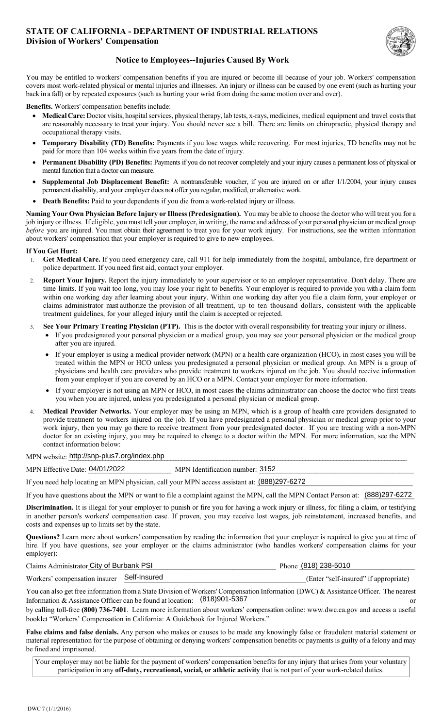# STATE OF CALIFORNIA - DEPARTMENT OF INDUSTRIAL RELATIONS
## Division of Workers' Compensation

### Notice to Employees--Injuries Caused By Work

You may be entitled to workers' compensation benefits if you are injured or become ill because of your job. Workers' compensation covers most work-related physical or mental injuries and illnesses. An injury or illness can be caused by one event (such as hurting your back in a fall) or by repeated exposures (such as hurting your wrist from doing the same motion over and over).

**Benefits.** Workers' compensation benefits include:

- **Medical Care:** Doctor visits, hospital services, physical therapy, lab tests, x-rays, medicines, medical equipment and travel costs that are reasonably necessary to treat your injury. You should never see a bill. There are limits on chiropractic, physical therapy and occupational therapy visits.
- **Temporary Disability (TD) Benefits:** Payments if you lose wages while recovering. For most injuries, TD benefits may not be paid for more than 104 weeks within five years from the date of injury.
- **Permanent Disability (PD) Benefits:** Payments if you do not recover completely and your injury causes a permanent loss of physical or mental function that a doctor can measure.
- **Supplemental Job Displacement Benefit:** A nontransferable voucher, if you are injured on or after 1/1/2004, your injury causes permanent disability, and your employer does not offer you regular, modified, or alternative work.
- **Death Benefits:** Paid to your dependents if you die from a work-related injury or illness.

**Naming Your Own Physician Before Injury or Illness (Predesignation).** You may be able to choose the doctor who will treat you for a job injury or illness. If eligible, you must tell your employer, in writing, the name and address of your personal physician or medical group *before* you are injured. You must obtain their agreement to treat you for your work injury. For instructions, see the written information about workers' compensation that your employer is required to give to new employees.

**If You Get Hurt:**

1. **Get Medical Care.** If you need emergency care, call 911 for help immediately from the hospital, ambulance, fire department or police department. If you need first aid, contact your employer.
2. **Report Your Injury.** Report the injury immediately to your supervisor or to an employer representative. Don't delay. There are time limits. If you wait too long, you may lose your right to benefits. Your employer is required to provide you with a claim form within one working day after learning about your injury. Within one working day after you file a claim form, your employer or claims administrator must authorize the provision of all treatment, up to ten thousand dollars, consistent with the applicable treatment guidelines, for your alleged injury until the claim is accepted or rejected.
3. **See Your Primary Treating Physician (PTP).** This is the doctor with overall responsibility for treating your injury or illness.
   - If you predesignated your personal physician or a medical group, you may see your personal physician or the medical group after you are injured.
   - If your employer is using a medical provider network (MPN) or a health care organization (HCO), in most cases you will be treated within the MPN or HCO unless you predesignated a personal physician or medical group. An MPN is a group of physicians and health care providers who provide treatment to workers injured on the job. You should receive information from your employer if you are covered by an HCO or a MPN. Contact your employer for more information.
   - If your employer is not using an MPN or HCO, in most cases the claims administrator can choose the doctor who first treats you when you are injured, unless you predesignated a personal physician or medical group.
4. **Medical Provider Networks.** Your employer may be using an MPN, which is a group of health care providers designated to provide treatment to workers injured on the job. If you have predesignated a personal physician or medical group prior to your work injury, then you may go there to receive treatment from your predesignated doctor. If you are treating with a non-MPN doctor for an existing injury, you may be required to change to a doctor within the MPN. For more information, see the MPN contact information below:

MPN website: http://snp-plus7.org/index.php

MPN Effective Date: 04/01/2022 MPN Identification number: 3152

If you need help locating an MPN physician, call your MPN access assistant at: (888)297-6272

If you have questions about the MPN or want to file a complaint against the MPN, call the MPN Contact Person at: (888)297-6272

**Discrimination.** It is illegal for your employer to punish or fire you for having a work injury or illness, for filing a claim, or testifying in another person's workers' compensation case. If proven, you may receive lost wages, job reinstatement, increased benefits, and costs and expenses up to limits set by the state.

**Questions?** Learn more about workers' compensation by reading the information that your employer is required to give you at time of hire. If you have questions, see your employer or the claims administrator (who handles workers' compensation claims for your employer):

Claims Administrator City of Burbank PSI Phone (818) 238-5010

Workers' compensation insurer Self-Insured (Enter "self-insured" if appropriate)

You can also get free information from a State Division of Workers' Compensation Information (DWC) & Assistance Officer. The nearest Information & Assistance Officer can be found at location: (818)901-5367 or by calling toll-free **(800) 736-7401**. Learn more information about workers' compensation online: www.dwc.ca.gov and access a useful booklet "Workers' Compensation in California: A Guidebook for Injured Workers."

**False claims and false denials.** Any person who makes or causes to be made any knowingly false or fraudulent material statement or material representation for the purpose of obtaining or denying workers' compensation benefits or payments is guilty of a felony and may be fined and imprisoned.

Your employer may not be liable for the payment of workers' compensation benefits for any injury that arises from your voluntary participation in any **off-duty, recreational, social, or athletic activity** that is not part of your work-related duties.

DWC 7 (1/1/2016)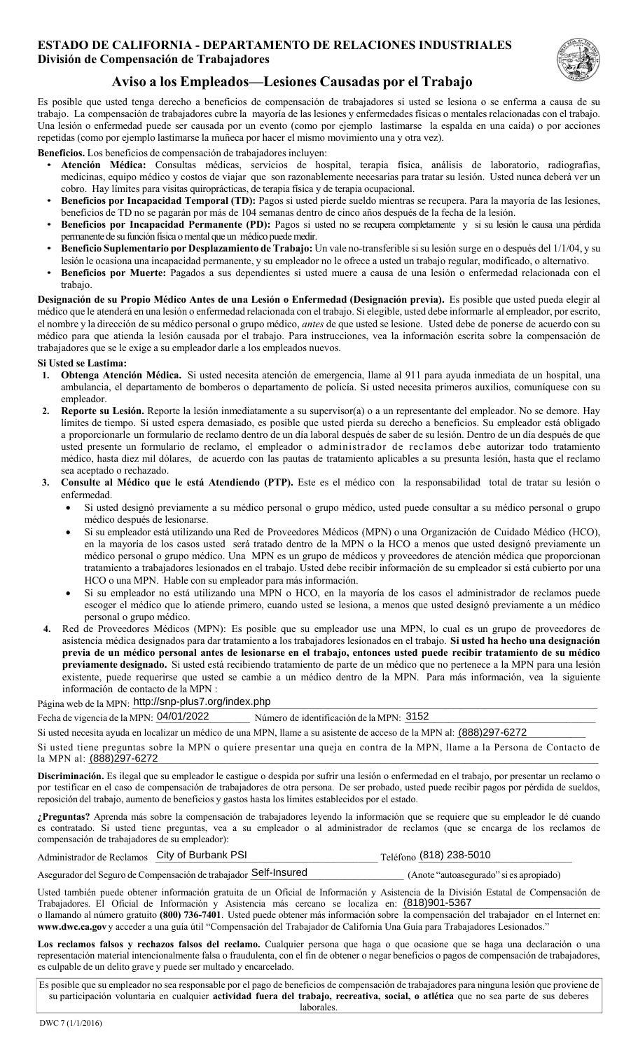**ESTADO DE CALIFORNIA - DEPARTAMENTO DE RELACIONES INDUSTRIALES**
**División de Compensación de Trabajadores**

# Aviso a los Empleados—Lesiones Causadas por el Trabajo

Es posible que usted tenga derecho a beneficios de compensación de trabajadores si usted se lesiona o se enferma a causa de su trabajo. La compensación de trabajadores cubre la mayoría de las lesiones y enfermedades físicas o mentales relacionadas con el trabajo. Una lesión o enfermedad puede ser causada por un evento (como por ejemplo lastimarse la espalda en una caída) o por acciones repetidas (como por ejemplo lastimarse la muñeca por hacer el mismo movimiento una y otra vez).

**Beneficios.** Los beneficios de compensación de trabajadores incluyen:

- **Atención Médica:** Consultas médicas, servicios de hospital, terapia física, análisis de laboratorio, radiografías, medicinas, equipo médico y costos de viajar que son razonablemente necesarias para tratar su lesión. Usted nunca deberá ver un cobro. Hay límites para visitas quiroprácticas, de terapia física y de terapia ocupacional.
- **Beneficios por Incapacidad Temporal (TD):** Pagos si usted pierde sueldo mientras se recupera. Para la mayoría de las lesiones, beneficios de TD no se pagarán por más de 104 semanas dentro de cinco años después de la fecha de la lesión.
- **Beneficios por Incapacidad Permanente (PD):** Pagos si usted no se recupera completamente y si su lesión le causa una pérdida permanente de su función física o mental que un médico puede medir.
- **Beneficio Suplementario por Desplazamiento de Trabajo:** Un vale no-transferible si su lesión surge en o después del 1/1/04, y su lesión le ocasiona una incapacidad permanente, y su empleador no le ofrece a usted un trabajo regular, modificado, o alternativo.
- **Beneficios por Muerte:** Pagados a sus dependientes si usted muere a causa de una lesión o enfermedad relacionada con el trabajo.

**Designación de su Propio Médico Antes de una Lesión o Enfermedad (Designación previa).** Es posible que usted pueda elegir al médico que le atenderá en una lesión o enfermedad relacionada con el trabajo. Si elegible, usted debe informarle al empleador, por escrito, el nombre y la dirección de su médico personal o grupo médico, *antes* de que usted se lesione. Usted debe de ponerse de acuerdo con su médico para que atienda la lesión causada por el trabajo. Para instrucciones, vea la información escrita sobre la compensación de trabajadores que se le exige a su empleador darle a los empleados nuevos.

**Si Usted se Lastima:**

1. **Obtenga Atención Médica.** Si usted necesita atención de emergencia, llame al 911 para ayuda inmediata de un hospital, una ambulancia, el departamento de bomberos o departamento de policía. Si usted necesita primeros auxilios, comuníquese con su empleador.
2. **Reporte su Lesión.** Reporte la lesión inmediatamente a su supervisor(a) o a un representante del empleador. No se demore. Hay límites de tiempo. Si usted espera demasiado, es posible que usted pierda su derecho a beneficios. Su empleador está obligado a proporcionarle un formulario de reclamo dentro de un día laboral después de saber de su lesión. Dentro de un día después de que usted presente un formulario de reclamo, el empleador o administrador de reclamos debe autorizar todo tratamiento médico, hasta diez mil dólares, de acuerdo con las pautas de tratamiento aplicables a su presunta lesión, hasta que el reclamo sea aceptado o rechazado.
3. **Consulte al Médico que le está Atendiendo (PTP).** Este es el médico con la responsabilidad total de tratar su lesión o enfermedad.
   - Si usted designó previamente a su médico personal o grupo médico, usted puede consultar a su médico personal o grupo médico después de lesionarse.
   - Si su empleador está utilizando una Red de Proveedores Médicos (MPN) o una Organización de Cuidado Médico (HCO), en la mayoría de los casos usted será tratado dentro de la MPN o la HCO a menos que usted designó previamente un médico personal o grupo médico. Una MPN es un grupo de médicos y proveedores de atención médica que proporcionan tratamiento a trabajadores lesionados en el trabajo. Usted debe recibir información de su empleador si está cubierto por una HCO o una MPN. Hable con su empleador para más información.
   - Si su empleador no está utilizando una MPN o HCO, en la mayoría de los casos el administrador de reclamos puede escoger el médico que lo atiende primero, cuando usted se lesiona, a menos que usted designó previamente a un médico personal o grupo médico.
4. Red de Proveedores Médicos (MPN): Es posible que su empleador use una MPN, lo cual es un grupo de proveedores de asistencia médica designados para dar tratamiento a los trabajadores lesionados en el trabajo. **Si usted ha hecho una designación previa de un médico personal antes de lesionarse en el trabajo, entonces usted puede recibir tratamiento de su médico previamente designado.** Si usted está recibiendo tratamiento de parte de un médico que no pertenece a la MPN para una lesión existente, puede requerirse que usted se cambie a un médico dentro de la MPN. Para más información, vea la siguiente información de contacto de la MPN :

Página web de la MPN: http://snp-plus7.org/index.php

Fecha de vigencia de la MPN: 04/01/2022 Número de identificación de la MPN: 3152

Si usted necesita ayuda en localizar un médico de una MPN, llame a su asistente de acceso de la MPN al: (888)297-6272

Si usted tiene preguntas sobre la MPN o quiere presentar una queja en contra de la MPN, llame a la Persona de Contacto de la MPN al: (888)297-6272

**Discriminación.** Es ilegal que su empleador le castigue o despida por sufrir una lesión o enfermedad en el trabajo, por presentar un reclamo o por testificar en el caso de compensación de trabajadores de otra persona. De ser probado, usted puede recibir pagos por pérdida de sueldos, reposición del trabajo, aumento de beneficios y gastos hasta los límites establecidos por el estado.

**¿Preguntas?** Aprenda más sobre la compensación de trabajadores leyendo la información que se requiere que su empleador le dé cuando es contratado. Si usted tiene preguntas, vea a su empleador o al administrador de reclamos (que se encarga de los reclamos de compensación de trabajadores de su empleador):

Administrador de Reclamos City of Burbank PSI Teléfono (818) 238-5010

Asegurador del Seguro de Compensación de trabajador Self-Insured (Anote "autoasegurado" si es apropiado)

Usted también puede obtener información gratuita de un Oficial de Información y Asistencia de la División Estatal de Compensación de Trabajadores. El Oficial de Información y Asistencia más cercano se localiza en: (818)901-5367 o llamando al número gratuito **(800) 736-7401**. Usted puede obtener más información sobre la compensación del trabajador en el Internet en: **www.dwc.ca.gov** y acceder a una guía útil "Compensación del Trabajador de California Una Guía para Trabajadores Lesionados."

**Los reclamos falsos y rechazos falsos del reclamo.** Cualquier persona que haga o que ocasione que se haga una declaración o una representación material intencionalmente falsa o fraudulenta, con el fin de obtener o negar beneficios o pagos de compensación de trabajadores, es culpable de un delito grave y puede ser multado y encarcelado.

Es posible que su empleador no sea responsable por el pago de beneficios de compensación de trabajadores para ninguna lesión que proviene de su participación voluntaria en cualquier **actividad fuera del trabajo, recreativa, social, o atlética** que no sea parte de sus deberes laborales.

DWC 7 (1/1/2016)